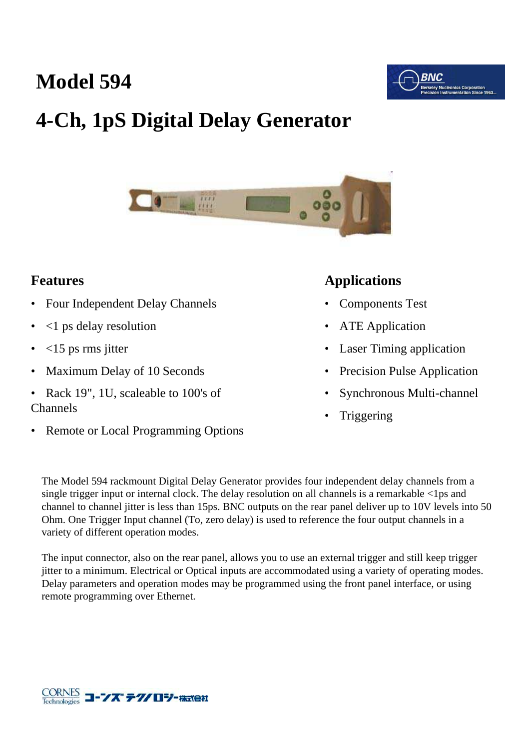# Model 594

# 4-Ch, 1pS Digital Delay Generator

## Features

- Four Independent Delay Channels
- <1 ps delay resolution
- <15 ps rms jitter
- Maximum Delay of 10 Seconds
- Rack 19", 1U, scaleable to 100's of Channels
- Remote or Local Programming Options

## Applications

- Components Test
- ATE Application
- Laser Timing application
- Precision Pulse Application
- Synchronous Multi-channel
- Triggering

The Model 594 rackmount Digital Delay Generator provides four independent delay channels from a single trigger input or internal clock. The delay resolution on all channels is a remarkable <1ps and channel to channel jitter is less than 15ps. BNC outputs on the rear panel deliver up to 10V levels into 50 Ohm. One Trigger Input channel (To, zero delay) is used to reference the four output channels in a variety of different operation modes.

The input connector, also on the rear panel, allows you to use an external trigger and still keep trigger jitter to a minimum. Electrical or Optical inputs are accommodated using a variety of operating modes. Delay parameters and operation modes may be programmed using the front panel interface, or using remote programming over Ethernet.

CORNES Technologies コーンズテクノロジー株式会社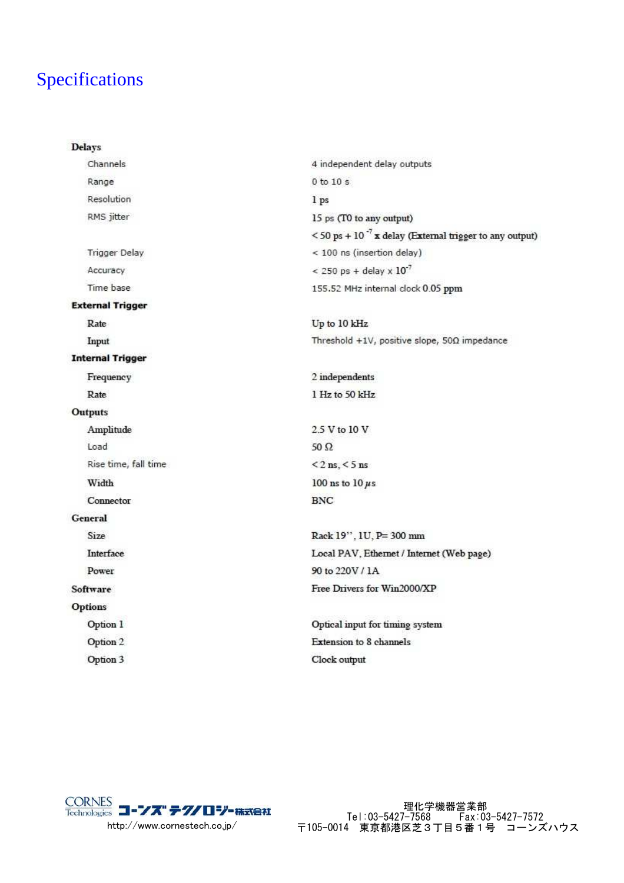# Specifications

| | |
|---|---|
| **Delays** | |
| Channels | 4 independent delay outputs |
| Range | 0 to 10 s |
| Resolution | 1 ps |
| RMS jitter | 15 ps (T0 to any output) |
| | < 50 ps + $10^{-7}$ x delay (External trigger to any output) |
| Trigger Delay | < 100 ns (insertion delay) |
| Accuracy | < 250 ps + delay x $10^{-7}$ |
| Time base | 155.52 MHz internal clock 0.05 ppm |
| **External Trigger** | |
| Rate | Up to 10 kHz |
| Input | Threshold +1V, positive slope, 50Ω impedance |
| **Internal Trigger** | |
| Frequency | 2 independents |
| Rate | 1 Hz to 50 kHz |
| **Outputs** | |
| Amplitude | 2.5 V to 10 V |
| Load | 50 Ω |
| Rise time, fall time | < 2 ns, < 5 ns |
| Width | 100 ns to 10 μs |
| Connector | BNC |
| **General** | |
| Size | Rack 19'', 1U, P= 300 mm |
| Interface | Local PAV, Ethernet / Internet (Web page) |
| Power | 90 to 220V / 1A |
| **Software** | Free Drivers for Win2000/XP |
| **Options** | |
| Option 1 | Optical input for timing system |
| Option 2 | Extension to 8 channels |
| Option 3 | Clock output |

CORNES Technologies コーンズ テクノロジー株式会社
http://www.cornestech.co.jp/

理化学機器営業部
Tel:03-5427-7568　　Fax:03-5427-7572
〒105-0014　東京都港区芝３丁目５番１号　コーンズハウス